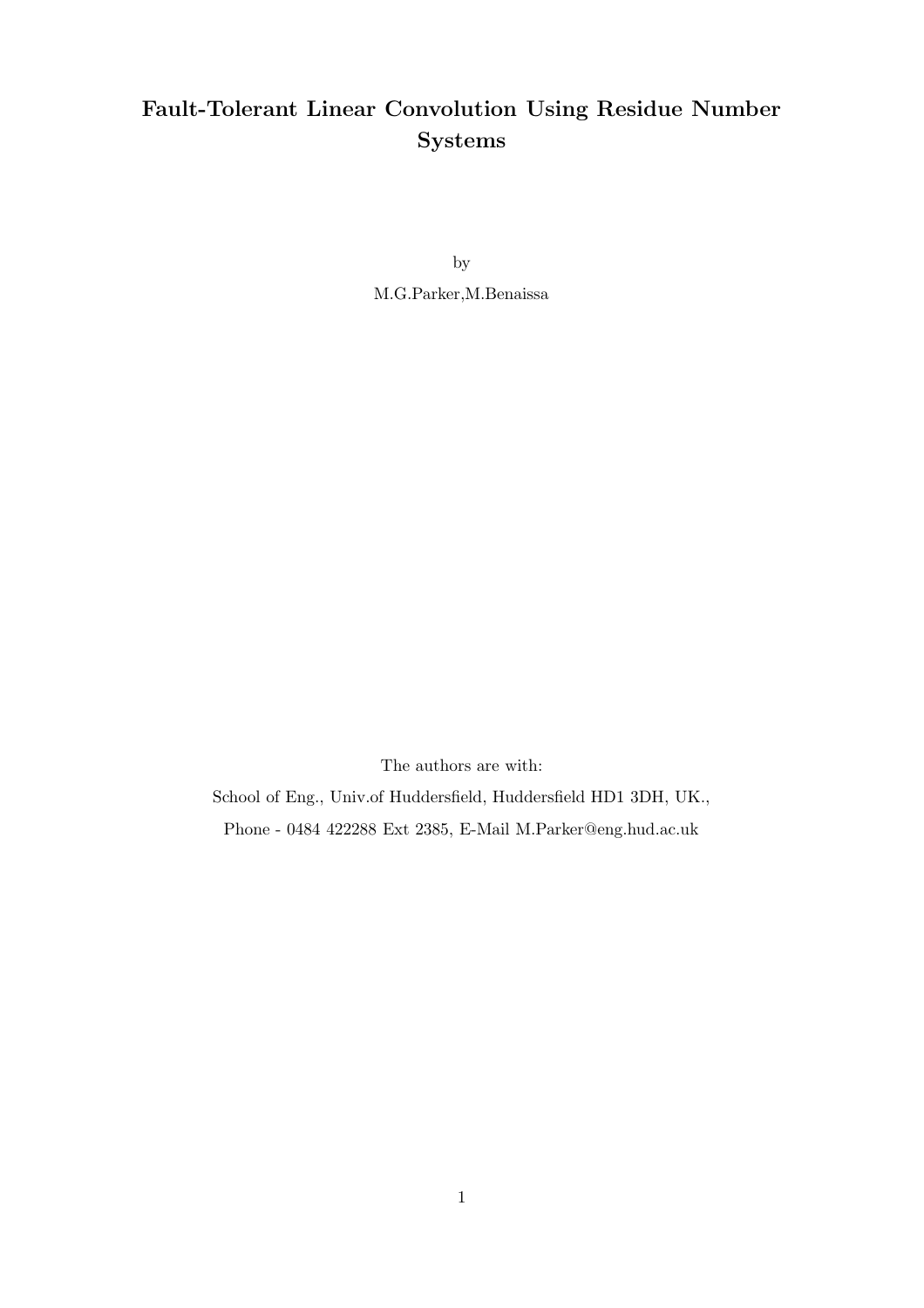# Fault-Tolerant Linear Convolution Using Residue Number Systems

by

M.G.Parker,M.Benaissa

The authors are with:

School of Eng., Univ.of Huddersfield, Huddersfield HD1 3DH, UK.,

Phone - 0484 422288 Ext 2385, E-Mail M.Parker@eng.hud.ac.uk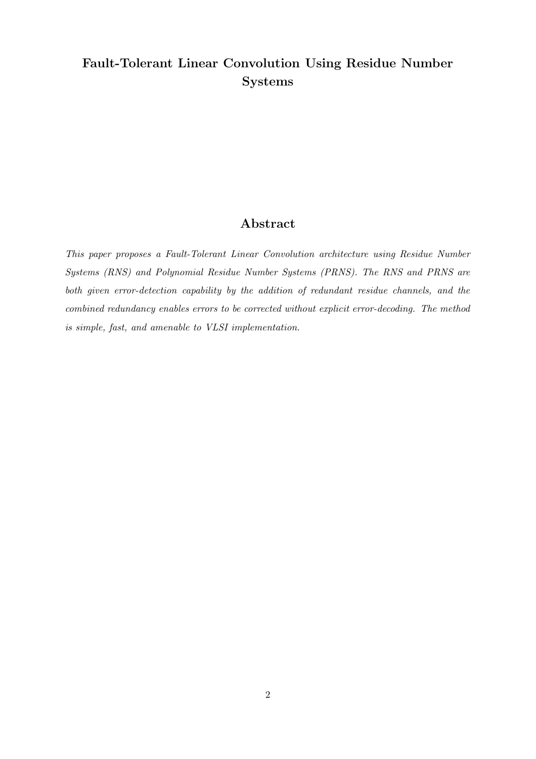# Fault-Tolerant Linear Convolution Using Residue Number Systems

## Abstract

*This paper proposes a Fault-Tolerant Linear Convolution architecture using Residue Number Systems (RNS) and Polynomial Residue Number Systems (PRNS). The RNS and PRNS are both given error-detection capability by the addition of redundant residue channels, and the combined redundancy enables errors to be corrected without explicit error-decoding. The method is simple, fast, and amenable to VLSI implementation.*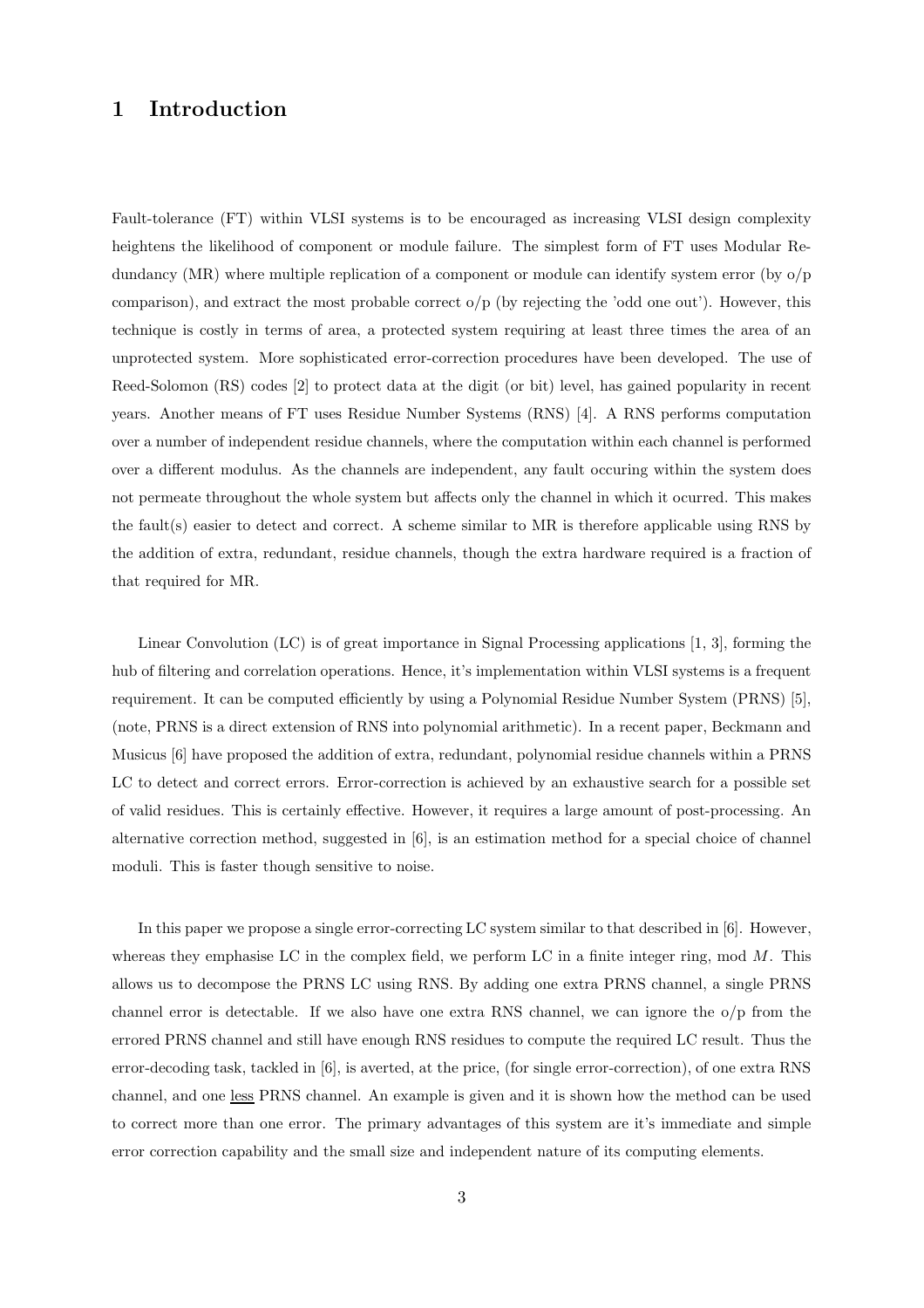# 1 Introduction

Fault-tolerance (FT) within VLSI systems is to be encouraged as increasing VLSI design complexity heightens the likelihood of component or module failure. The simplest form of FT uses Modular Redundancy (MR) where multiple replication of a component or module can identify system error (by o/p comparison), and extract the most probable correct o/p (by rejecting the 'odd one out'). However, this technique is costly in terms of area, a protected system requiring at least three times the area of an unprotected system. More sophisticated error-correction procedures have been developed. The use of Reed-Solomon (RS) codes [2] to protect data at the digit (or bit) level, has gained popularity in recent years. Another means of FT uses Residue Number Systems (RNS) [4]. A RNS performs computation over a number of independent residue channels, where the computation within each channel is performed over a different modulus. As the channels are independent, any fault occuring within the system does not permeate throughout the whole system but affects only the channel in which it ocurred. This makes the fault(s) easier to detect and correct. A scheme similar to MR is therefore applicable using RNS by the addition of extra, redundant, residue channels, though the extra hardware required is a fraction of that required for MR.

Linear Convolution (LC) is of great importance in Signal Processing applications [1, 3], forming the hub of filtering and correlation operations. Hence, it's implementation within VLSI systems is a frequent requirement. It can be computed efficiently by using a Polynomial Residue Number System (PRNS) [5], (note, PRNS is a direct extension of RNS into polynomial arithmetic). In a recent paper, Beckmann and Musicus [6] have proposed the addition of extra, redundant, polynomial residue channels within a PRNS LC to detect and correct errors. Error-correction is achieved by an exhaustive search for a possible set of valid residues. This is certainly effective. However, it requires a large amount of post-processing. An alternative correction method, suggested in [6], is an estimation method for a special choice of channel moduli. This is faster though sensitive to noise.

In this paper we propose a single error-correcting LC system similar to that described in [6]. However, whereas they emphasise LC in the complex field, we perform LC in a finite integer ring, mod $M$. This allows us to decompose the PRNS LC using RNS. By adding one extra PRNS channel, a single PRNS channel error is detectable. If we also have one extra RNS channel, we can ignore the o/p from the errored PRNS channel and still have enough RNS residues to compute the required LC result. Thus the error-decoding task, tackled in [6], is averted, at the price, (for single error-correction), of one extra RNS channel, and one <u>less</u> PRNS channel. An example is given and it is shown how the method can be used to correct more than one error. The primary advantages of this system are it's immediate and simple error correction capability and the small size and independent nature of its computing elements.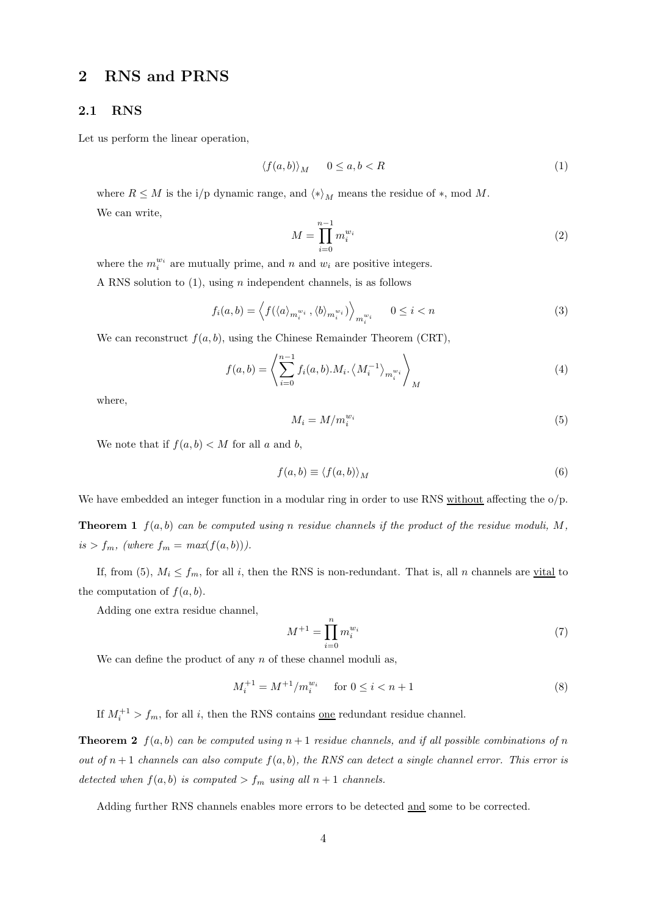## 2 RNS and PRNS

### 2.1 RNS

Let us perform the linear operation,

$$\langle f(a,b) \rangle_M \qquad 0 \leq a, b < R \tag{1}$$

where $R \leq M$ is the i/p dynamic range, and $\langle * \rangle_M$ means the residue of $*$, mod $M$.

We can write,

$$M = \prod_{i=0}^{n-1} m_i^{w_i} \tag{2}$$

where the $m_i^{w_i}$ are mutually prime, and $n$ and $w_i$ are positive integers.

A RNS solution to (1), using $n$ independent channels, is as follows

$$f_i(a,b) = \left\langle f(\langle a \rangle_{m_i^{w_i}}, \langle b \rangle_{m_i^{w_i}}) \right\rangle_{m_i^{w_i}} \qquad 0 \leq i < n \tag{3}$$

We can reconstruct $f(a,b)$, using the Chinese Remainder Theorem (CRT),

$$f(a,b) = \left\langle \sum_{i=0}^{n-1} f_i(a,b).M_i.\left\langle M_i^{-1} \right\rangle_{m_i^{w_i}} \right\rangle_M \tag{4}$$

where,

$$M_i = M / m_i^{w_i} \tag{5}$$

We note that if $f(a,b) < M$ for all $a$ and $b$,

$$f(a,b) \equiv \langle f(a,b) \rangle_M \tag{6}$$

We have embedded an integer function in a modular ring in order to use RNS without affecting the o/p.

**Theorem 1** *$f(a,b)$ can be computed using $n$ residue channels if the product of the residue moduli, $M$, is $> f_m$, (where $f_m = max(f(a,b))$).*

If, from (5), $M_i \leq f_m$, for all $i$, then the RNS is non-redundant. That is, all $n$ channels are vital to the computation of $f(a,b)$.

Adding one extra residue channel,

$$M^{+1} = \prod_{i=0}^{n} m_i^{w_i} \tag{7}$$

We can define the product of any $n$ of these channel moduli as,

$$M_i^{+1} = M^{+1} / m_i^{w_i} \qquad \text{for } 0 \leq i < n+1 \tag{8}$$

If $M_i^{+1} > f_m$, for all $i$, then the RNS contains one redundant residue channel.

**Theorem 2** *$f(a,b)$ can be computed using $n+1$ residue channels, and if all possible combinations of $n$ out of $n+1$ channels can also compute $f(a,b)$, the RNS can detect a single channel error. This error is detected when $f(a,b)$ is computed $> f_m$ using all $n+1$ channels.*

Adding further RNS channels enables more errors to be detected and some to be corrected.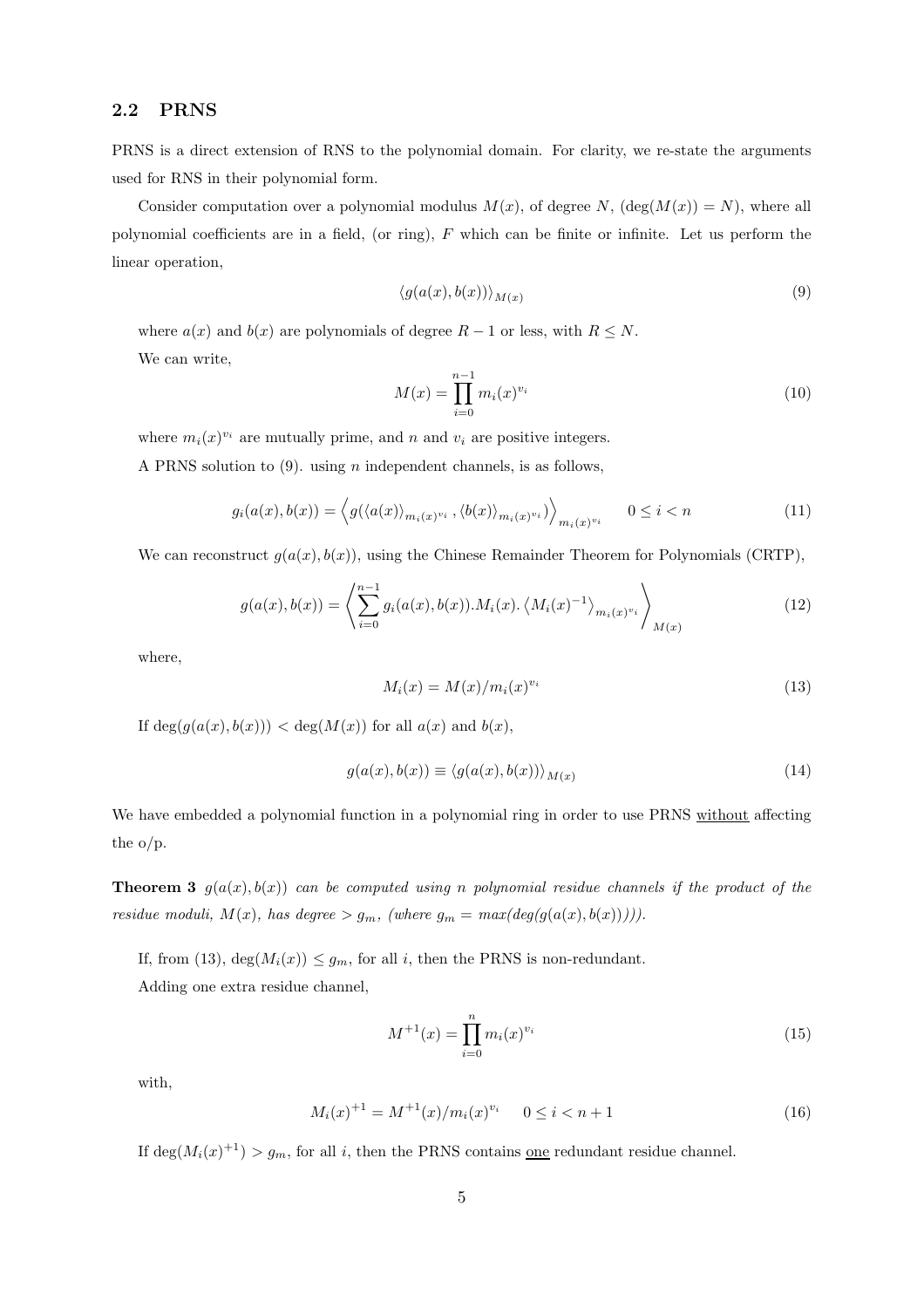## 2.2 PRNS

PRNS is a direct extension of RNS to the polynomial domain. For clarity, we re-state the arguments used for RNS in their polynomial form.

Consider computation over a polynomial modulus $M(x)$, of degree $N$, $(\deg(M(x)) = N)$, where all polynomial coefficients are in a field, (or ring), $F$ which can be finite or infinite. Let us perform the linear operation,

$$\langle g(a(x), b(x)) \rangle_{M(x)} \tag{9}$$

where $a(x)$ and $b(x)$ are polynomials of degree $R-1$ or less, with $R \leq N$.

We can write,

$$M(x) = \prod_{i=0}^{n-1} m_i(x)^{v_i} \tag{10}$$

where $m_i(x)^{v_i}$ are mutually prime, and $n$ and $v_i$ are positive integers.

A PRNS solution to (9). using $n$ independent channels, is as follows,

$$g_i(a(x), b(x)) = \left\langle g(\langle a(x) \rangle_{m_i(x)^{v_i}}, \langle b(x) \rangle_{m_i(x)^{v_i}}) \right\rangle_{m_i(x)^{v_i}} \qquad 0 \leq i < n \tag{11}$$

We can reconstruct $g(a(x), b(x))$, using the Chinese Remainder Theorem for Polynomials (CRTP),

$$g(a(x), b(x)) = \left\langle \sum_{i=0}^{n-1} g_i(a(x), b(x)).M_i(x). \left\langle M_i(x)^{-1} \right\rangle_{m_i(x)^{v_i}} \right\rangle_{M(x)} \tag{12}$$

where,

$$M_i(x) = M(x)/m_i(x)^{v_i} \tag{13}$$

If $\deg(g(a(x), b(x))) < \deg(M(x))$ for all $a(x)$ and $b(x)$,

$$g(a(x), b(x)) \equiv \langle g(a(x), b(x)) \rangle_{M(x)} \tag{14}$$

We have embedded a polynomial function in a polynomial ring in order to use PRNS <u>without</u> affecting the o/p.

**Theorem 3** *$g(a(x), b(x))$ can be computed using $n$ polynomial residue channels if the product of the residue moduli, $M(x)$, has degree $> g_m$, (where $g_m = max(deg(g(a(x), b(x))))$).*

If, from (13), $\deg(M_i(x)) \leq g_m$, for all $i$, then the PRNS is non-redundant.

Adding one extra residue channel,

$$M^{+1}(x) = \prod_{i=0}^{n} m_i(x)^{v_i} \tag{15}$$

with,

$$M_i(x)^{+1} = M^{+1}(x)/m_i(x)^{v_i} \qquad 0 \leq i < n+1 \tag{16}$$

If $\deg(M_i(x)^{+1}) > g_m$, for all $i$, then the PRNS contains <u>one</u> redundant residue channel.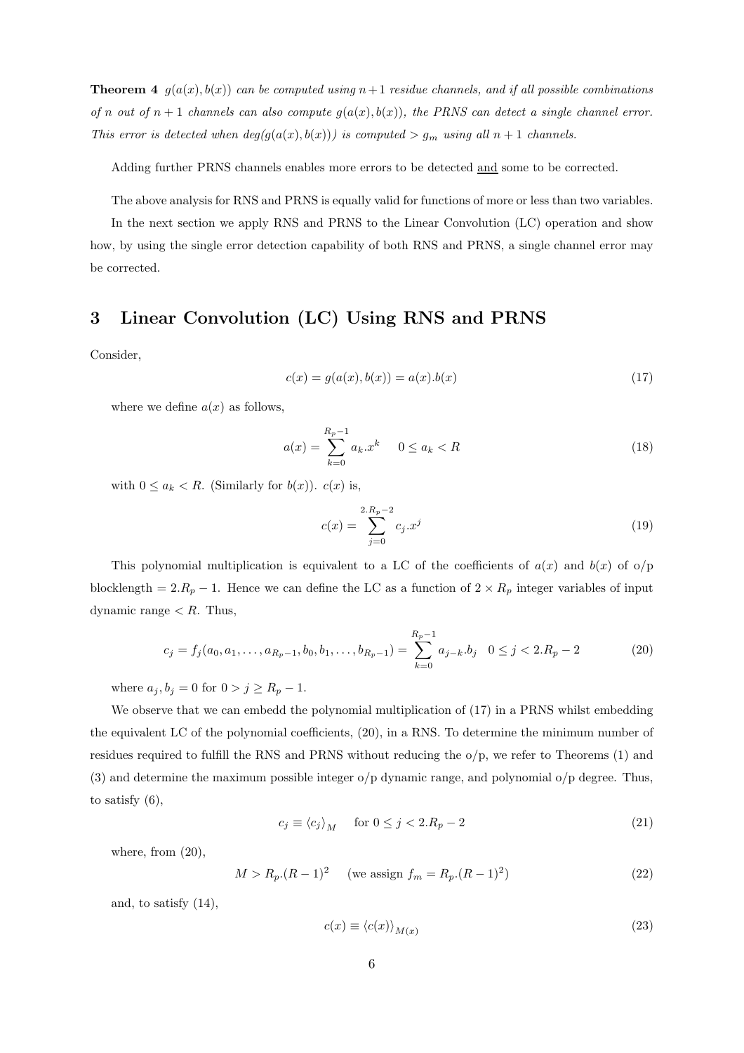**Theorem 4** *$g(a(x), b(x))$ can be computed using $n+1$ residue channels, and if all possible combinations of $n$ out of $n+1$ channels can also compute $g(a(x), b(x))$, the PRNS can detect a single channel error. This error is detected when $deg(g(a(x), b(x)))$ is computed $> g_m$ using all $n+1$ channels.*

Adding further PRNS channels enables more errors to be detected and some to be corrected.

The above analysis for RNS and PRNS is equally valid for functions of more or less than two variables.

In the next section we apply RNS and PRNS to the Linear Convolution (LC) operation and show how, by using the single error detection capability of both RNS and PRNS, a single channel error may be corrected.

## 3 Linear Convolution (LC) Using RNS and PRNS

Consider,

$$c(x) = g(a(x), b(x)) = a(x).b(x) \tag{17}$$

where we define $a(x)$ as follows,

$$a(x) = \sum_{k=0}^{R_p-1} a_k.x^k \quad 0 \leq a_k < R \tag{18}$$

with $0 \leq a_k < R$. (Similarly for $b(x)$). $c(x)$ is,

$$c(x) = \sum_{j=0}^{2.R_p-2} c_j.x^j \tag{19}$$

This polynomial multiplication is equivalent to a LC of the coefficients of $a(x)$ and $b(x)$ of o/p blocklength $= 2.R_p - 1$. Hence we can define the LC as a function of $2 \times R_p$ integer variables of input dynamic range $< R$. Thus,

$$c_j = f_j(a_0, a_1, \ldots, a_{R_p-1}, b_0, b_1, \ldots, b_{R_p-1}) = \sum_{k=0}^{R_p-1} a_{j-k}.b_j \quad 0 \leq j < 2.R_p - 2 \tag{20}$$

where $a_j, b_j = 0$ for $0 > j \geq R_p - 1$.

We observe that we can embedd the polynomial multiplication of (17) in a PRNS whilst embedding the equivalent LC of the polynomial coefficients, (20), in a RNS. To determine the minimum number of residues required to fulfill the RNS and PRNS without reducing the o/p, we refer to Theorems (1) and (3) and determine the maximum possible integer o/p dynamic range, and polynomial o/p degree. Thus, to satisfy (6),

$$c_j \equiv \langle c_j \rangle_M \quad \text{for } 0 \leq j < 2.R_p - 2 \tag{21}$$

where, from (20),

$$M > R_p.(R-1)^2 \quad \text{(we assign } f_m = R_p.(R-1)^2\text{)} \tag{22}$$

and, to satisfy (14),

$$c(x) \equiv \langle c(x) \rangle_{M(x)} \tag{23}$$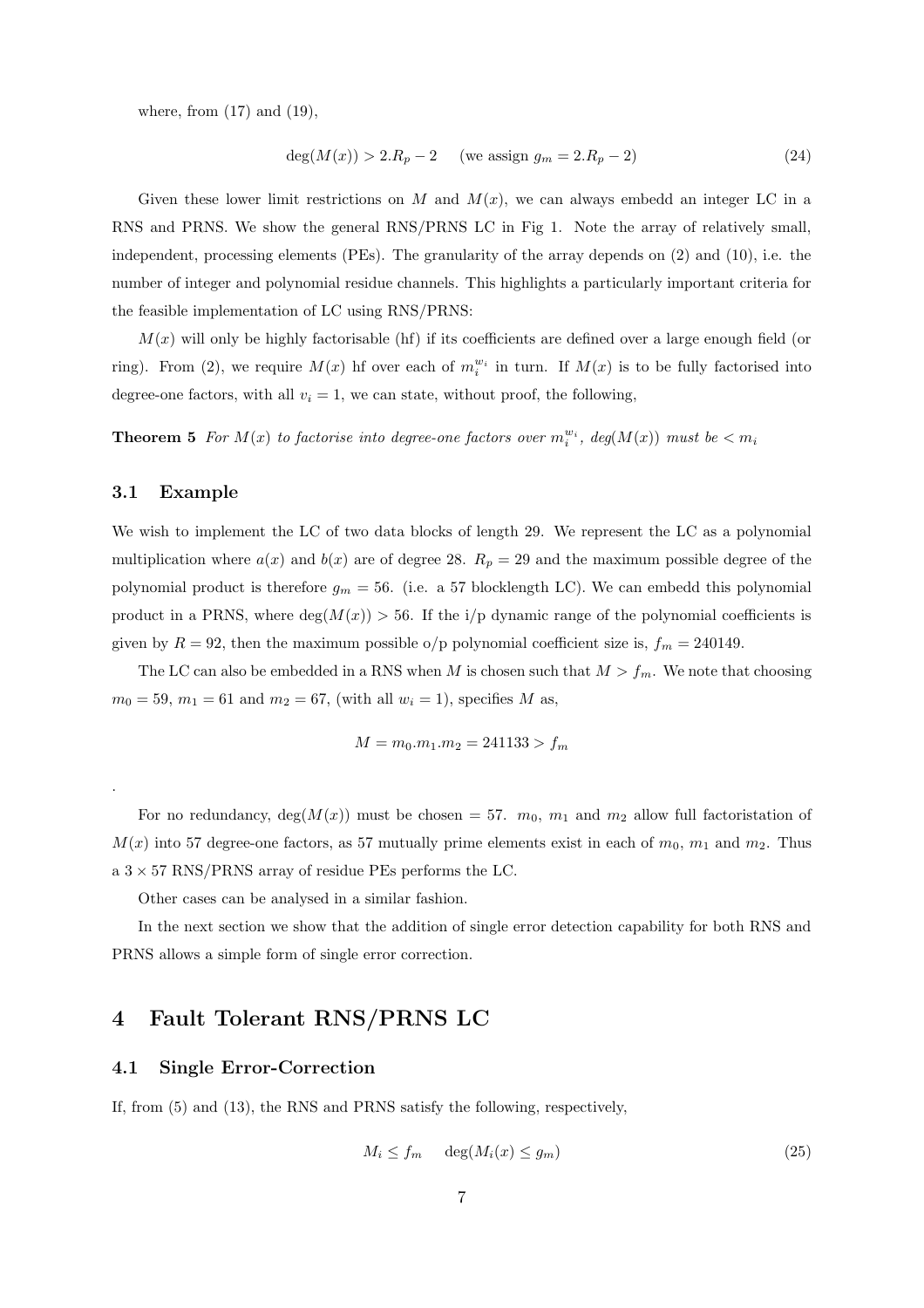where, from (17) and (19),

$$\deg(M(x)) > 2.R_p - 2 \quad \text{(we assign } g_m = 2.R_p - 2\text{)} \tag{24}$$

Given these lower limit restrictions on $M$ and $M(x)$, we can always embedd an integer LC in a RNS and PRNS. We show the general RNS/PRNS LC in Fig 1. Note the array of relatively small, independent, processing elements (PEs). The granularity of the array depends on (2) and (10), i.e. the number of integer and polynomial residue channels. This highlights a particularly important criteria for the feasible implementation of LC using RNS/PRNS:

$M(x)$ will only be highly factorisable (hf) if its coefficients are defined over a large enough field (or ring). From (2), we require $M(x)$ hf over each of $m_i^{w_i}$ in turn. If $M(x)$ is to be fully factorised into degree-one factors, with all $v_i = 1$, we can state, without proof, the following,

**Theorem 5** *For $M(x)$ to factorise into degree-one factors over $m_i^{w_i}$, deg($M(x)$) must be $< m_i$*

### 3.1 Example

We wish to implement the LC of two data blocks of length 29. We represent the LC as a polynomial multiplication where $a(x)$ and $b(x)$ are of degree 28. $R_p = 29$ and the maximum possible degree of the polynomial product is therefore $g_m = 56$. (i.e. a 57 blocklength LC). We can embedd this polynomial product in a PRNS, where $\deg(M(x)) > 56$. If the i/p dynamic range of the polynomial coefficients is given by $R = 92$, then the maximum possible o/p polynomial coefficient size is, $f_m = 240149$.

The LC can also be embedded in a RNS when $M$ is chosen such that $M > f_m$. We note that choosing $m_0 = 59$, $m_1 = 61$ and $m_2 = 67$, (with all $w_i = 1$), specifies $M$ as,

$$M = m_0.m_1.m_2 = 241133 > f_m$$

.

For no redundancy, $\deg(M(x))$ must be chosen $= 57$. $m_0$, $m_1$ and $m_2$ allow full factoristation of $M(x)$ into 57 degree-one factors, as 57 mutually prime elements exist in each of $m_0$, $m_1$ and $m_2$. Thus a $3 \times 57$ RNS/PRNS array of residue PEs performs the LC.

Other cases can be analysed in a similar fashion.

In the next section we show that the addition of single error detection capability for both RNS and PRNS allows a simple form of single error correction.

## 4 Fault Tolerant RNS/PRNS LC

### 4.1 Single Error-Correction

If, from (5) and (13), the RNS and PRNS satisfy the following, respectively,

$$M_i \le f_m \quad \deg(M_i(x) \le g_m) \tag{25}$$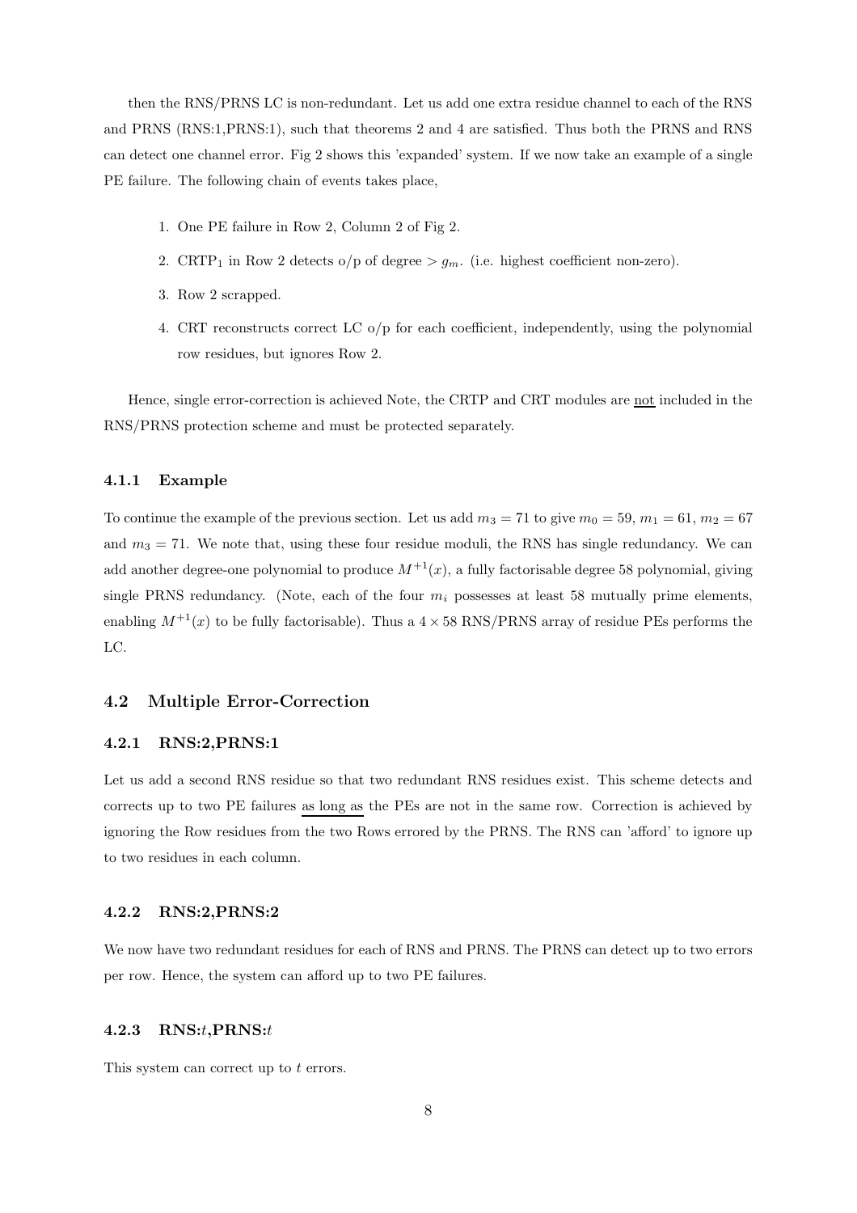then the RNS/PRNS LC is non-redundant. Let us add one extra residue channel to each of the RNS and PRNS (RNS:1,PRNS:1), such that theorems 2 and 4 are satisfied. Thus both the PRNS and RNS can detect one channel error. Fig 2 shows this 'expanded' system. If we now take an example of a single PE failure. The following chain of events takes place,

1. One PE failure in Row 2, Column 2 of Fig 2.
2. $\text{CRTP}_1$ in Row 2 detects o/p of degree $> g_m$. (i.e. highest coefficient non-zero).
3. Row 2 scrapped.
4. CRT reconstructs correct LC o/p for each coefficient, independently, using the polynomial row residues, but ignores Row 2.

Hence, single error-correction is achieved Note, the CRTP and CRT modules are not included in the RNS/PRNS protection scheme and must be protected separately.

#### 4.1.1 Example

To continue the example of the previous section. Let us add $m_3 = 71$ to give $m_0 = 59$, $m_1 = 61$, $m_2 = 67$ and $m_3 = 71$. We note that, using these four residue moduli, the RNS has single redundancy. We can add another degree-one polynomial to produce $M^{+1}(x)$, a fully factorisable degree 58 polynomial, giving single PRNS redundancy. (Note, each of the four $m_i$ possesses at least 58 mutually prime elements, enabling $M^{+1}(x)$ to be fully factorisable). Thus a $4 \times 58$ RNS/PRNS array of residue PEs performs the LC.

### 4.2 Multiple Error-Correction

#### 4.2.1 RNS:2,PRNS:1

Let us add a second RNS residue so that two redundant RNS residues exist. This scheme detects and corrects up to two PE failures as long as the PEs are not in the same row. Correction is achieved by ignoring the Row residues from the two Rows errored by the PRNS. The RNS can 'afford' to ignore up to two residues in each column.

#### 4.2.2 RNS:2,PRNS:2

We now have two redundant residues for each of RNS and PRNS. The PRNS can detect up to two errors per row. Hence, the system can afford up to two PE failures.

#### 4.2.3 RNS:$t$,PRNS:$t$

This system can correct up to $t$ errors.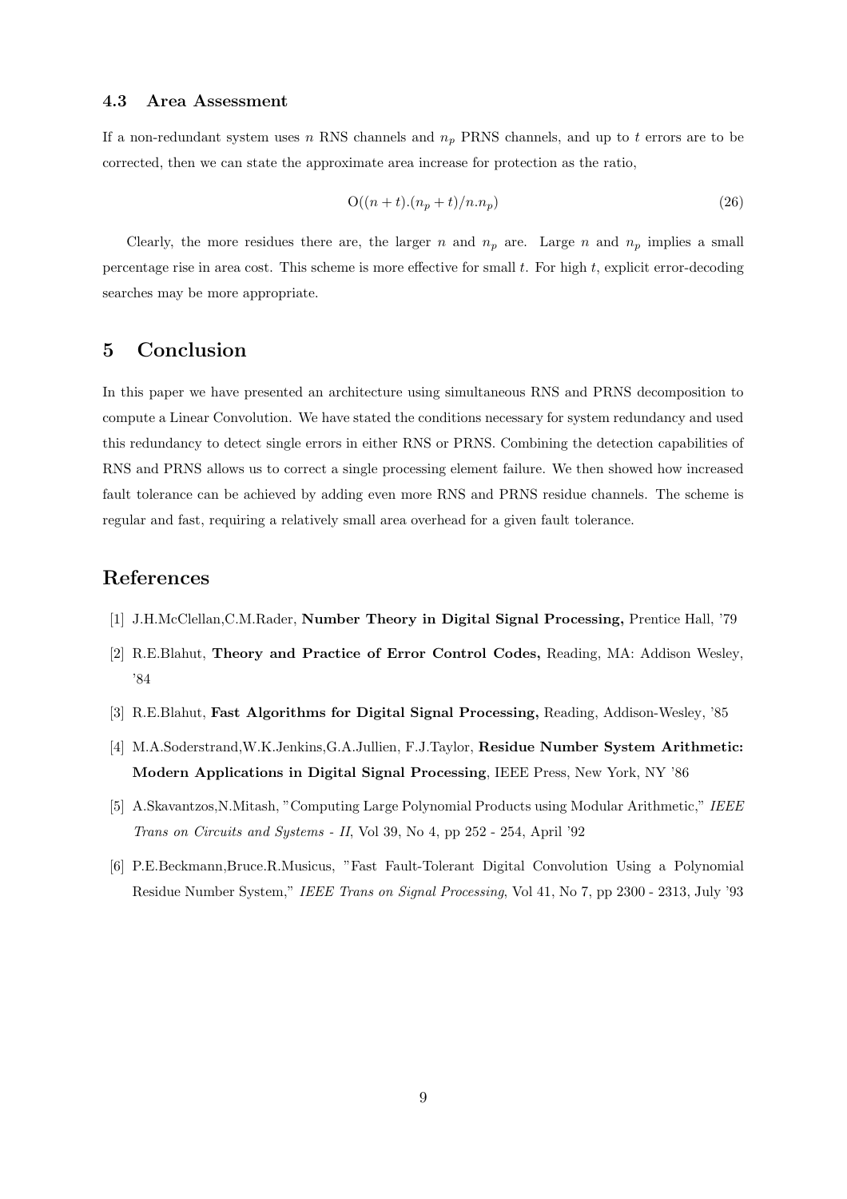### 4.3 Area Assessment

If a non-redundant system uses $n$ RNS channels and $n_p$ PRNS channels, and up to $t$ errors are to be corrected, then we can state the approximate area increase for protection as the ratio,

$$\mathrm{O}((n+t).(n_p+t)/n.n_p) \tag{26}$$

Clearly, the more residues there are, the larger $n$ and $n_p$ are. Large $n$ and $n_p$ implies a small percentage rise in area cost. This scheme is more effective for small $t$. For high $t$, explicit error-decoding searches may be more appropriate.

## 5 Conclusion

In this paper we have presented an architecture using simultaneous RNS and PRNS decomposition to compute a Linear Convolution. We have stated the conditions necessary for system redundancy and used this redundancy to detect single errors in either RNS or PRNS. Combining the detection capabilities of RNS and PRNS allows us to correct a single processing element failure. We then showed how increased fault tolerance can be achieved by adding even more RNS and PRNS residue channels. The scheme is regular and fast, requiring a relatively small area overhead for a given fault tolerance.

## References

[1] J.H.McClellan,C.M.Rader, **Number Theory in Digital Signal Processing,** Prentice Hall, '79

[2] R.E.Blahut, **Theory and Practice of Error Control Codes,** Reading, MA: Addison Wesley, '84

[3] R.E.Blahut, **Fast Algorithms for Digital Signal Processing,** Reading, Addison-Wesley, '85

[4] M.A.Soderstrand,W.K.Jenkins,G.A.Jullien, F.J.Taylor, **Residue Number System Arithmetic: Modern Applications in Digital Signal Processing**, IEEE Press, New York, NY '86

[5] A.Skavantzos,N.Mitash, "Computing Large Polynomial Products using Modular Arithmetic," *IEEE Trans on Circuits and Systems - II*, Vol 39, No 4, pp 252 - 254, April '92

[6] P.E.Beckmann,Bruce.R.Musicus, "Fast Fault-Tolerant Digital Convolution Using a Polynomial Residue Number System," *IEEE Trans on Signal Processing*, Vol 41, No 7, pp 2300 - 2313, July '93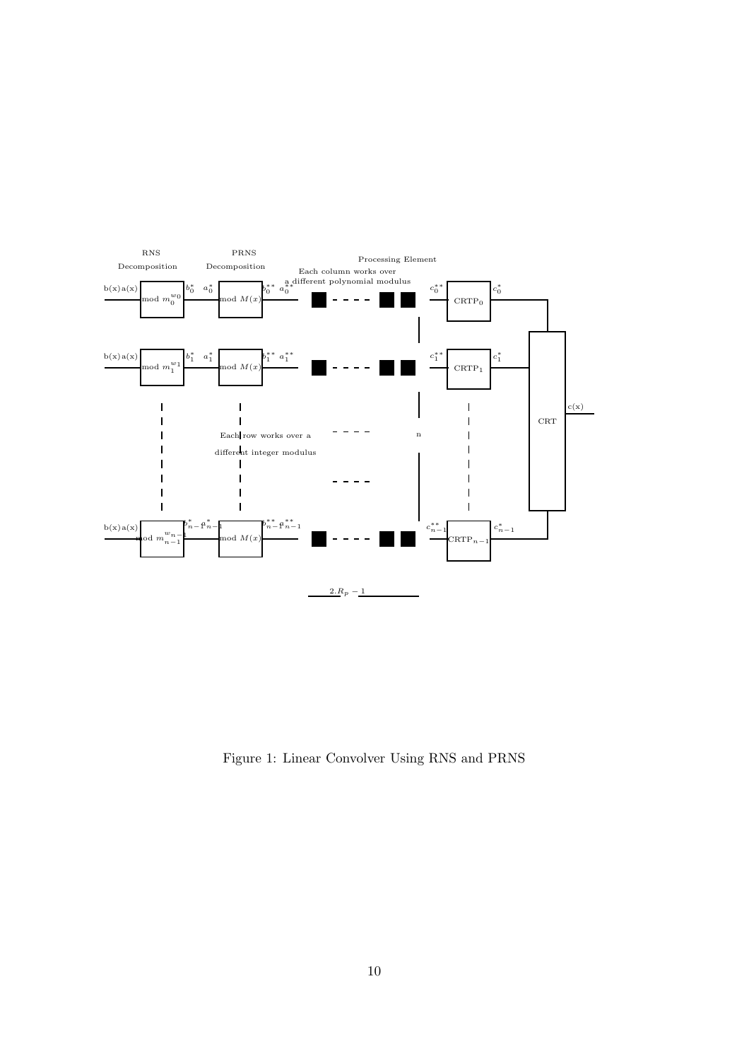Figure 1: Linear Convolver Using RNS and PRNS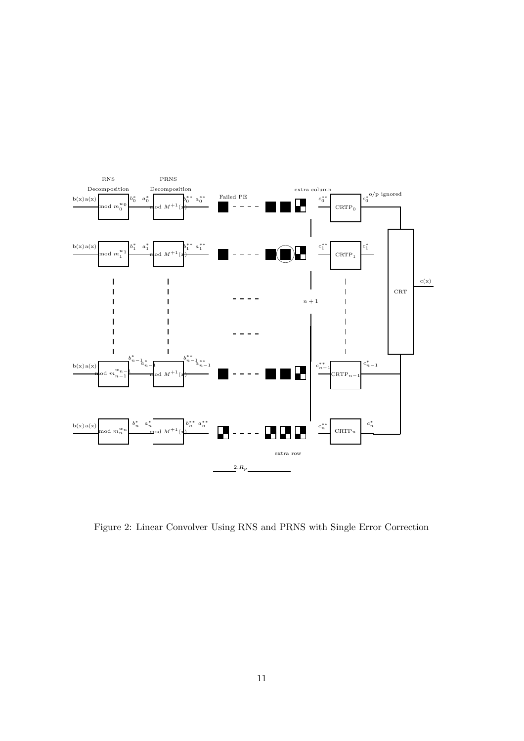RNS

Decomposition

PRNS

Decomposition

Failed PE

extra column

o/p ignored

b(x) a(x)

mod $m_0^{w_0}$

$b_0^*$ $a_0^*$

mod $M^{+1}(x)$

$b_0^{**}$ $a_0^{**}$

$c_0^{**}$

CRTP$_0$

$c_0^*$

b(x) a(x)

mod $m_1^{w_1}$

$b_1^*$ $a_1^*$

mod $M^{+1}(x)$

$b_1^{**}$ $a_1^{**}$

$c_1^{**}$

CRTP$_1$

$c_1^*$

CRT

c(x)

$n+1$

b(x) a(x)

mod $m_{n-1}^{w_{n-1}}$

$b_{n-1}^*$ $a_{n-1}^*$

mod $M^{+1}(x)$

$b_{n-1}^{**}$ $a_{n-1}^{**}$

$c_{n-1}^{**}$

CRTP$_{n-1}$

$c_{n-1}^*$

b(x) a(x)

mod $m_n^{w_n}$

$b_n^*$ $a_n^*$

mod $M^{+1}(x)$

$b_n^{**}$ $a_n^{**}$

$c_n^{**}$

CRTP$_n$

$c_n^*$

extra row

$2.R_p$

Figure 2: Linear Convolver Using RNS and PRNS with Single Error Correction